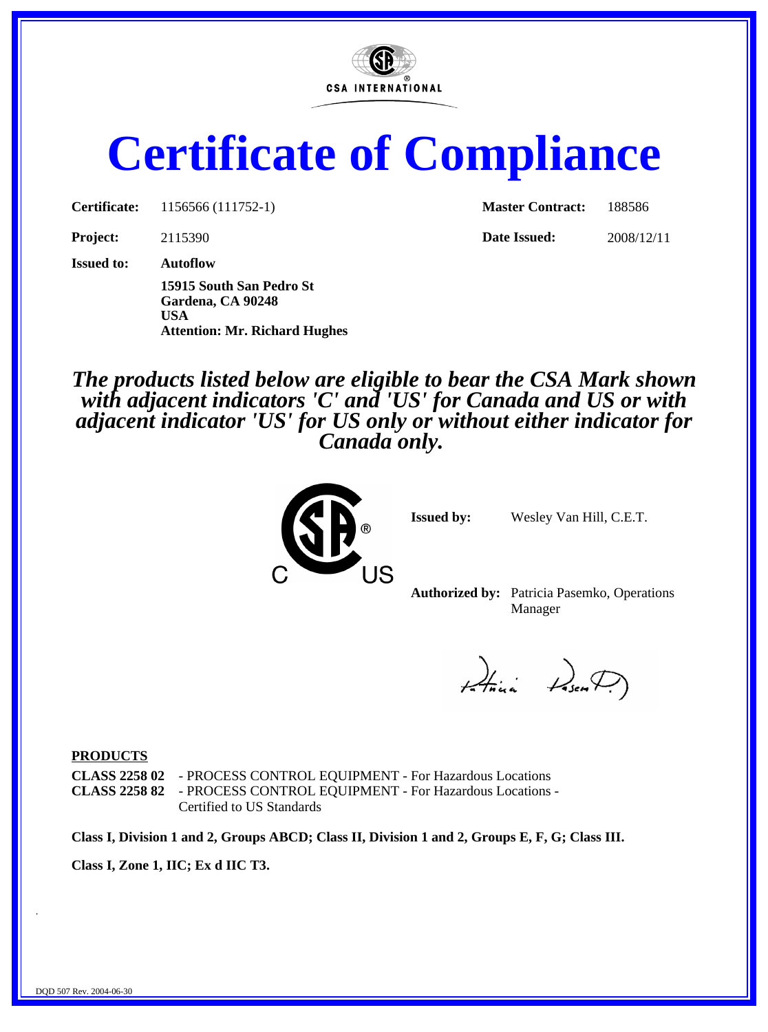CSA INTERNATIONAL

# Certificate of Compliance

| | | | |
|---|---|---|---|
| **Certificate:** | 1156566 (111752-1) | **Master Contract:** | 188586 |
| **Project:** | 2115390 | **Date Issued:** | 2008/12/11 |

**Issued to:** **Autoflow**
**15915 South San Pedro St**
**Gardena, CA 90248**
**USA**
**Attention: Mr. Richard Hughes**

***The products listed below are eligible to bear the CSA Mark shown with adjacent indicators 'C' and 'US' for Canada and US or with adjacent indicator 'US' for US only or without either indicator for Canada only.***

C US

**Issued by:** Wesley Van Hill, C.E.T.

**Authorized by:** Patricia Pasemko, Operations Manager

**PRODUCTS**

**CLASS 2258 02** - PROCESS CONTROL EQUIPMENT - For Hazardous Locations
**CLASS 2258 82** - PROCESS CONTROL EQUIPMENT - For Hazardous Locations - Certified to US Standards

**Class I, Division 1 and 2, Groups ABCD; Class II, Division 1 and 2, Groups E, F, G; Class III.**

**Class I, Zone 1, IIC; Ex d IIC T3.**

DQD 507 Rev. 2004-06-30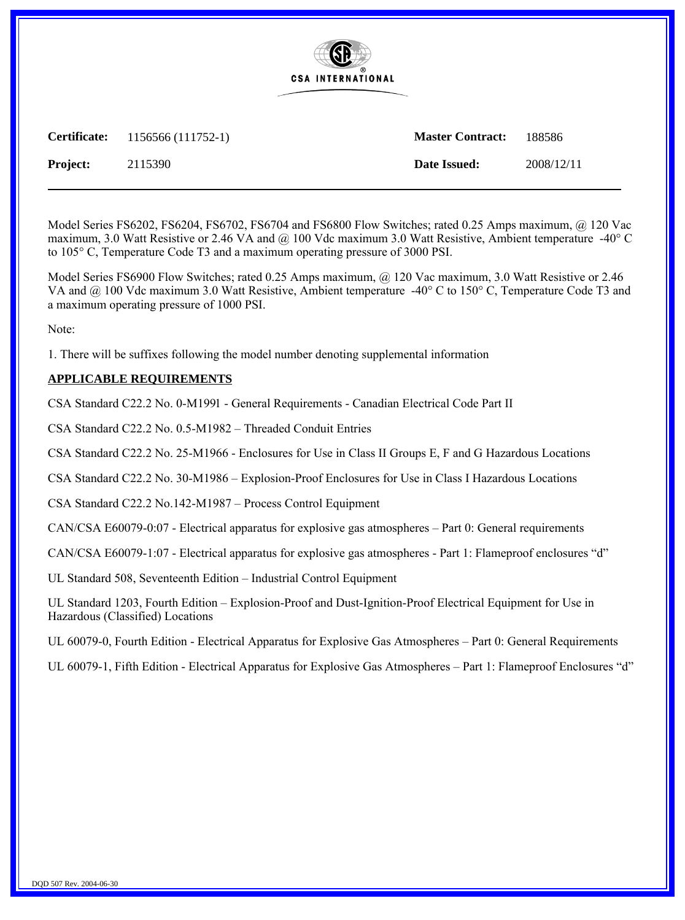| **Certificate:** | 1156566 (111752-1) | **Master Contract:** | 188586 |
| --- | --- | --- | --- |
| **Project:** | 2115390 | **Date Issued:** | 2008/12/11 |

Model Series FS6202, FS6204, FS6702, FS6704 and FS6800 Flow Switches; rated 0.25 Amps maximum, @ 120 Vac maximum, 3.0 Watt Resistive or 2.46 VA and @ 100 Vdc maximum 3.0 Watt Resistive, Ambient temperature -40° C to 105° C, Temperature Code T3 and a maximum operating pressure of 3000 PSI.

Model Series FS6900 Flow Switches; rated 0.25 Amps maximum, @ 120 Vac maximum, 3.0 Watt Resistive or 2.46 VA and @ 100 Vdc maximum 3.0 Watt Resistive, Ambient temperature -40° C to 150° C, Temperature Code T3 and a maximum operating pressure of 1000 PSI.

Note:

1. There will be suffixes following the model number denoting supplemental information

**APPLICABLE REQUIREMENTS**

CSA Standard C22.2 No. 0-M1991 - General Requirements - Canadian Electrical Code Part II

CSA Standard C22.2 No. 0.5-M1982 – Threaded Conduit Entries

CSA Standard C22.2 No. 25-M1966 - Enclosures for Use in Class II Groups E, F and G Hazardous Locations

CSA Standard C22.2 No. 30-M1986 – Explosion-Proof Enclosures for Use in Class I Hazardous Locations

CSA Standard C22.2 No.142-M1987 – Process Control Equipment

CAN/CSA E60079-0:07 - Electrical apparatus for explosive gas atmospheres – Part 0: General requirements

CAN/CSA E60079-1:07 - Electrical apparatus for explosive gas atmospheres - Part 1: Flameproof enclosures “d”

UL Standard 508, Seventeenth Edition – Industrial Control Equipment

UL Standard 1203, Fourth Edition – Explosion-Proof and Dust-Ignition-Proof Electrical Equipment for Use in Hazardous (Classified) Locations

UL 60079-0, Fourth Edition - Electrical Apparatus for Explosive Gas Atmospheres – Part 0: General Requirements

UL 60079-1, Fifth Edition - Electrical Apparatus for Explosive Gas Atmospheres – Part 1: Flameproof Enclosures “d”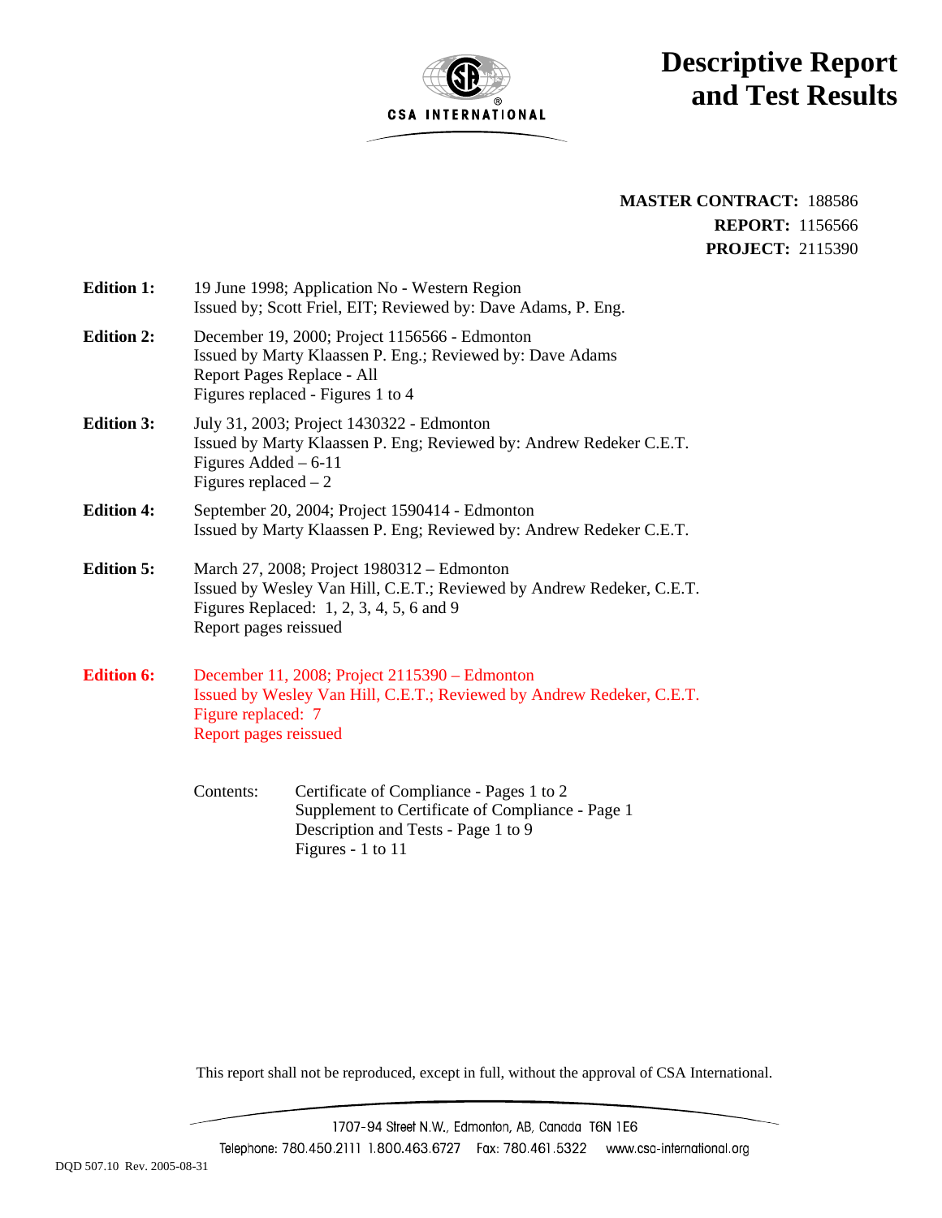CSA INTERNATIONAL

# Descriptive Report and Test Results

**MASTER CONTRACT:** 188586
**REPORT:** 1156566
**PROJECT:** 2115390

**Edition 1:** 19 June 1998; Application No - Western Region
Issued by; Scott Friel, EIT; Reviewed by: Dave Adams, P. Eng.

**Edition 2:** December 19, 2000; Project 1156566 - Edmonton
Issued by Marty Klaassen P. Eng.; Reviewed by: Dave Adams
Report Pages Replace - All
Figures replaced - Figures 1 to 4

**Edition 3:** July 31, 2003; Project 1430322 - Edmonton
Issued by Marty Klaassen P. Eng; Reviewed by: Andrew Redeker C.E.T.
Figures Added – 6-11
Figures replaced – 2

**Edition 4:** September 20, 2004; Project 1590414 - Edmonton
Issued by Marty Klaassen P. Eng; Reviewed by: Andrew Redeker C.E.T.

**Edition 5:** March 27, 2008; Project 1980312 – Edmonton
Issued by Wesley Van Hill, C.E.T.; Reviewed by Andrew Redeker, C.E.T.
Figures Replaced: 1, 2, 3, 4, 5, 6 and 9
Report pages reissued

**Edition 6:** December 11, 2008; Project 2115390 – Edmonton
Issued by Wesley Van Hill, C.E.T.; Reviewed by Andrew Redeker, C.E.T.
Figure replaced: 7
Report pages reissued

Contents:
- Certificate of Compliance - Pages 1 to 2
- Supplement to Certificate of Compliance - Page 1
- Description and Tests - Page 1 to 9
- Figures - 1 to 11

This report shall not be reproduced, except in full, without the approval of CSA International.

1707-94 Street N.W., Edmonton, AB, Canada T6N 1E6
Telephone: 780.450.2111 1.800.463.6727 Fax: 780.461.5322 www.csa-international.org

DQD 507.10 Rev. 2005-08-31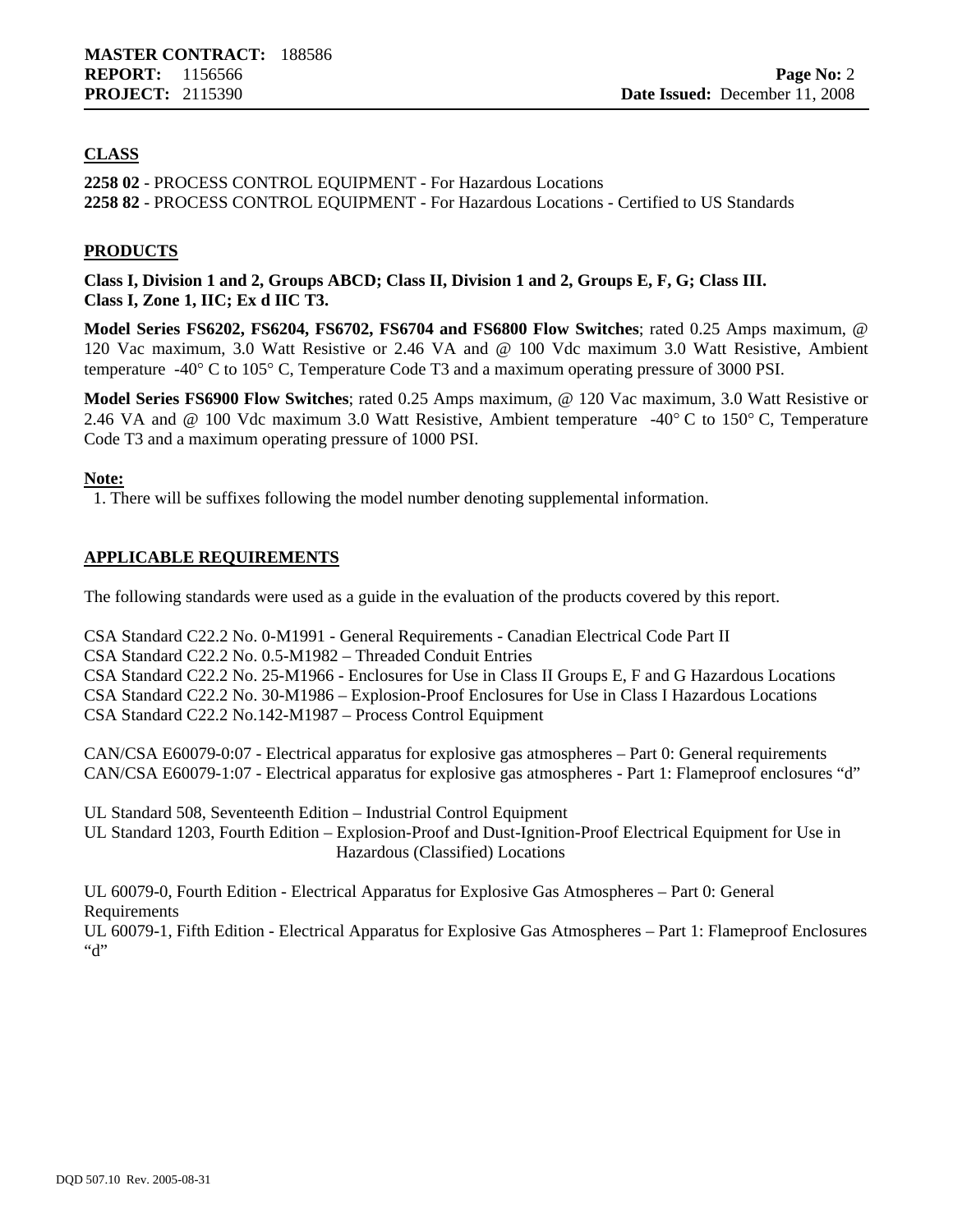## CLASS

**2258 02** - PROCESS CONTROL EQUIPMENT - For Hazardous Locations
**2258 82** - PROCESS CONTROL EQUIPMENT - For Hazardous Locations - Certified to US Standards

## PRODUCTS

**Class I, Division 1 and 2, Groups ABCD; Class II, Division 1 and 2, Groups E, F, G; Class III.**
**Class I, Zone 1, IIC; Ex d IIC T3.**

**Model Series FS6202, FS6204, FS6702, FS6704 and FS6800 Flow Switches**; rated 0.25 Amps maximum, @ 120 Vac maximum, 3.0 Watt Resistive or 2.46 VA and @ 100 Vdc maximum 3.0 Watt Resistive, Ambient temperature -40° C to 105° C, Temperature Code T3 and a maximum operating pressure of 3000 PSI.

**Model Series FS6900 Flow Switches**; rated 0.25 Amps maximum, @ 120 Vac maximum, 3.0 Watt Resistive or 2.46 VA and @ 100 Vdc maximum 3.0 Watt Resistive, Ambient temperature -40° C to 150° C, Temperature Code T3 and a maximum operating pressure of 1000 PSI.

**Note:**

1. There will be suffixes following the model number denoting supplemental information.

## APPLICABLE REQUIREMENTS

The following standards were used as a guide in the evaluation of the products covered by this report.

CSA Standard C22.2 No. 0-M1991 - General Requirements - Canadian Electrical Code Part II
CSA Standard C22.2 No. 0.5-M1982 – Threaded Conduit Entries
CSA Standard C22.2 No. 25-M1966 - Enclosures for Use in Class II Groups E, F and G Hazardous Locations
CSA Standard C22.2 No. 30-M1986 – Explosion-Proof Enclosures for Use in Class I Hazardous Locations
CSA Standard C22.2 No.142-M1987 – Process Control Equipment

CAN/CSA E60079-0:07 - Electrical apparatus for explosive gas atmospheres – Part 0: General requirements
CAN/CSA E60079-1:07 - Electrical apparatus for explosive gas atmospheres - Part 1: Flameproof enclosures “d”

UL Standard 508, Seventeenth Edition – Industrial Control Equipment
UL Standard 1203, Fourth Edition – Explosion-Proof and Dust-Ignition-Proof Electrical Equipment for Use in Hazardous (Classified) Locations

UL 60079-0, Fourth Edition - Electrical Apparatus for Explosive Gas Atmospheres – Part 0: General Requirements
UL 60079-1, Fifth Edition - Electrical Apparatus for Explosive Gas Atmospheres – Part 1: Flameproof Enclosures “d”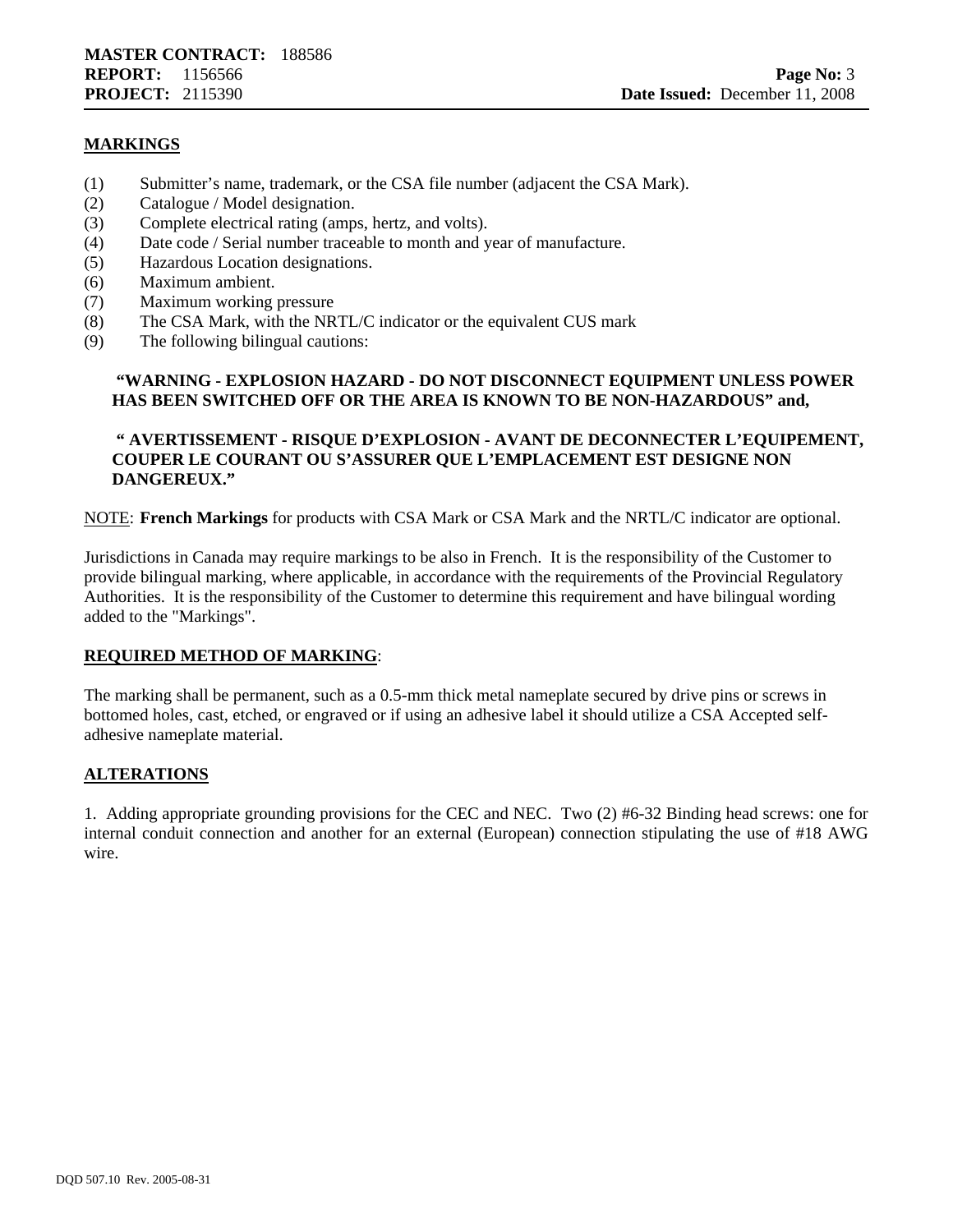## MARKINGS

(1) Submitter's name, trademark, or the CSA file number (adjacent the CSA Mark).
(2) Catalogue / Model designation.
(3) Complete electrical rating (amps, hertz, and volts).
(4) Date code / Serial number traceable to month and year of manufacture.
(5) Hazardous Location designations.
(6) Maximum ambient.
(7) Maximum working pressure
(8) The CSA Mark, with the NRTL/C indicator or the equivalent CUS mark
(9) The following bilingual cautions:

**"WARNING - EXPLOSION HAZARD - DO NOT DISCONNECT EQUIPMENT UNLESS POWER HAS BEEN SWITCHED OFF OR THE AREA IS KNOWN TO BE NON-HAZARDOUS" and,**

**" AVERTISSEMENT - RISQUE D'EXPLOSION - AVANT DE DECONNECTER L'EQUIPEMENT, COUPER LE COURANT OU S'ASSURER QUE L'EMPLACEMENT EST DESIGNE NON DANGEREUX."**

NOTE: **French Markings** for products with CSA Mark or CSA Mark and the NRTL/C indicator are optional.

Jurisdictions in Canada may require markings to be also in French. It is the responsibility of the Customer to provide bilingual marking, where applicable, in accordance with the requirements of the Provincial Regulatory Authorities. It is the responsibility of the Customer to determine this requirement and have bilingual wording added to the "Markings".

## REQUIRED METHOD OF MARKING:

The marking shall be permanent, such as a 0.5-mm thick metal nameplate secured by drive pins or screws in bottomed holes, cast, etched, or engraved or if using an adhesive label it should utilize a CSA Accepted self-adhesive nameplate material.

## ALTERATIONS

1. Adding appropriate grounding provisions for the CEC and NEC. Two (2) #6-32 Binding head screws: one for internal conduit connection and another for an external (European) connection stipulating the use of #18 AWG wire.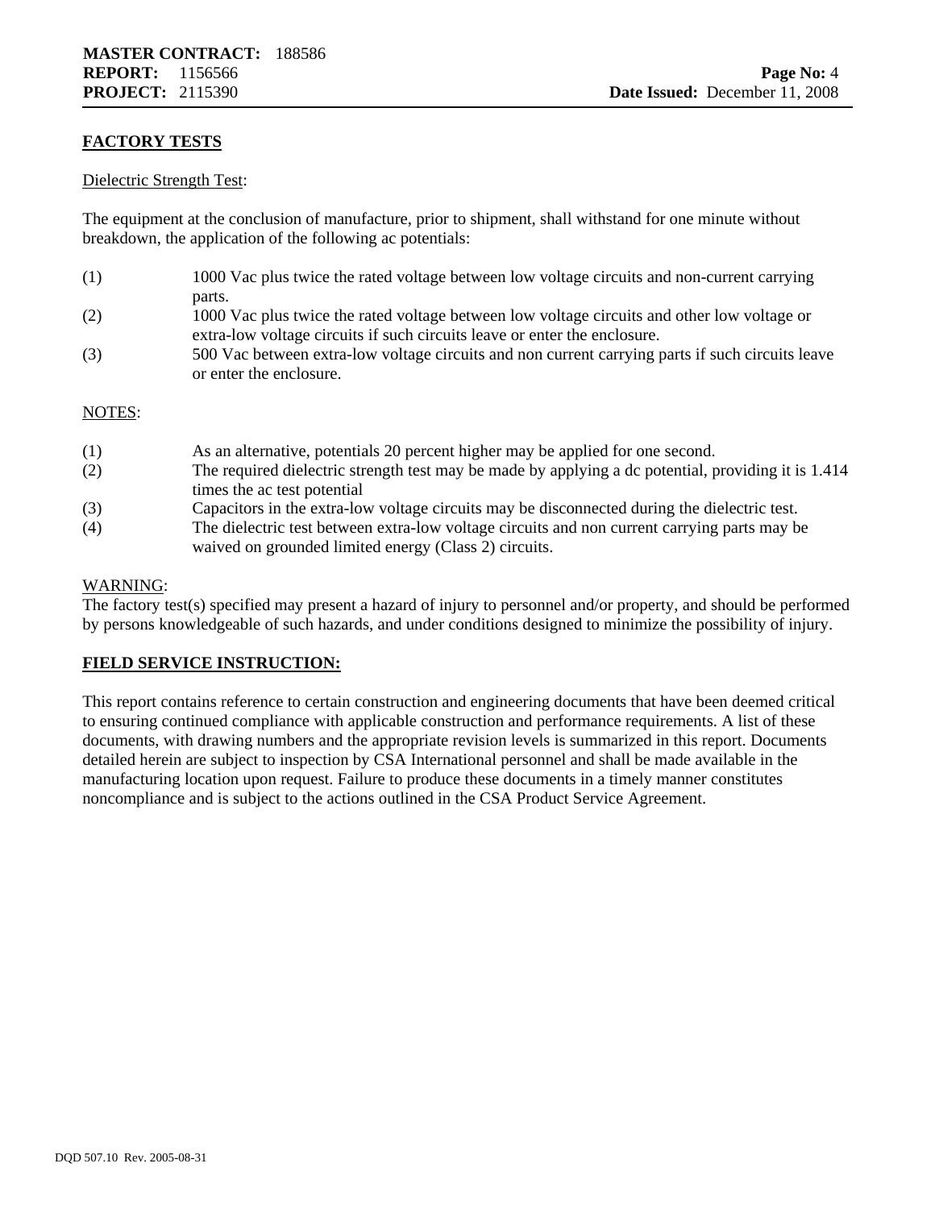## FACTORY TESTS

Dielectric Strength Test:

The equipment at the conclusion of manufacture, prior to shipment, shall withstand for one minute without breakdown, the application of the following ac potentials:

(1) 1000 Vac plus twice the rated voltage between low voltage circuits and non-current carrying parts.

(2) 1000 Vac plus twice the rated voltage between low voltage circuits and other low voltage or extra-low voltage circuits if such circuits leave or enter the enclosure.

(3) 500 Vac between extra-low voltage circuits and non current carrying parts if such circuits leave or enter the enclosure.

NOTES:

(1) As an alternative, potentials 20 percent higher may be applied for one second.

(2) The required dielectric strength test may be made by applying a dc potential, providing it is 1.414 times the ac test potential

(3) Capacitors in the extra-low voltage circuits may be disconnected during the dielectric test.

(4) The dielectric test between extra-low voltage circuits and non current carrying parts may be waived on grounded limited energy (Class 2) circuits.

WARNING:
The factory test(s) specified may present a hazard of injury to personnel and/or property, and should be performed by persons knowledgeable of such hazards, and under conditions designed to minimize the possibility of injury.

## FIELD SERVICE INSTRUCTION:

This report contains reference to certain construction and engineering documents that have been deemed critical to ensuring continued compliance with applicable construction and performance requirements. A list of these documents, with drawing numbers and the appropriate revision levels is summarized in this report. Documents detailed herein are subject to inspection by CSA International personnel and shall be made available in the manufacturing location upon request. Failure to produce these documents in a timely manner constitutes noncompliance and is subject to the actions outlined in the CSA Product Service Agreement.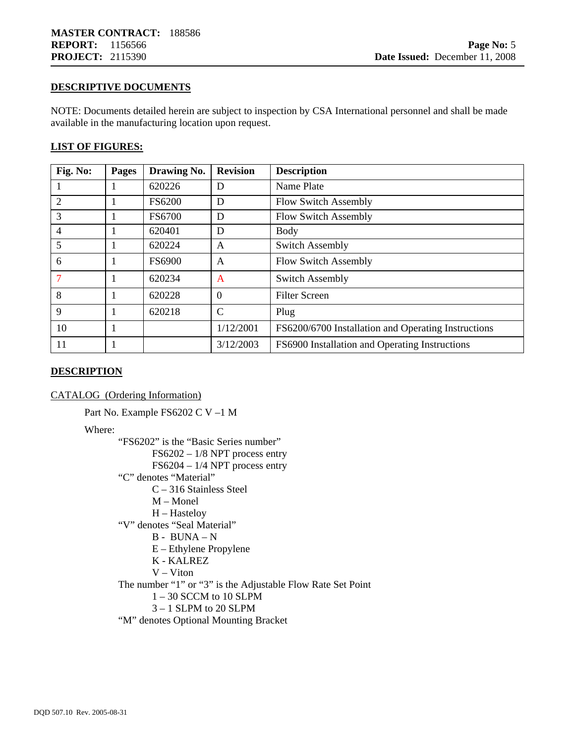## DESCRIPTIVE DOCUMENTS

NOTE: Documents detailed herein are subject to inspection by CSA International personnel and shall be made available in the manufacturing location upon request.

## LIST OF FIGURES:

| Fig. No: | Pages | Drawing No. | Revision | Description |
|---|---|---|---|---|
| 1 | 1 | 620226 | D | Name Plate |
| 2 | 1 | FS6200 | D | Flow Switch Assembly |
| 3 | 1 | FS6700 | D | Flow Switch Assembly |
| 4 | 1 | 620401 | D | Body |
| 5 | 1 | 620224 | A | Switch Assembly |
| 6 | 1 | FS6900 | A | Flow Switch Assembly |
| 7 | 1 | 620234 | A | Switch Assembly |
| 8 | 1 | 620228 | 0 | Filter Screen |
| 9 | 1 | 620218 | C | Plug |
| 10 | 1 | | 1/12/2001 | FS6200/6700 Installation and Operating Instructions |
| 11 | 1 | | 3/12/2003 | FS6900 Installation and Operating Instructions |

## DESCRIPTION

CATALOG (Ordering Information)

Part No. Example FS6202 C V –1 M

Where:

- "FS6202" is the "Basic Series number"
  - FS6202 – 1/8 NPT process entry
  - FS6204 – 1/4 NPT process entry
- "C" denotes "Material"
  - C – 316 Stainless Steel
  - M – Monel
  - H – Hasteloy
- "V" denotes "Seal Material"
  - B - BUNA – N
  - E – Ethylene Propylene
  - K - KALREZ
  - V – Viton
- The number "1" or "3" is the Adjustable Flow Rate Set Point
  - 1 – 30 SCCM to 10 SLPM
  - 3 – 1 SLPM to 20 SLPM
- "M" denotes Optional Mounting Bracket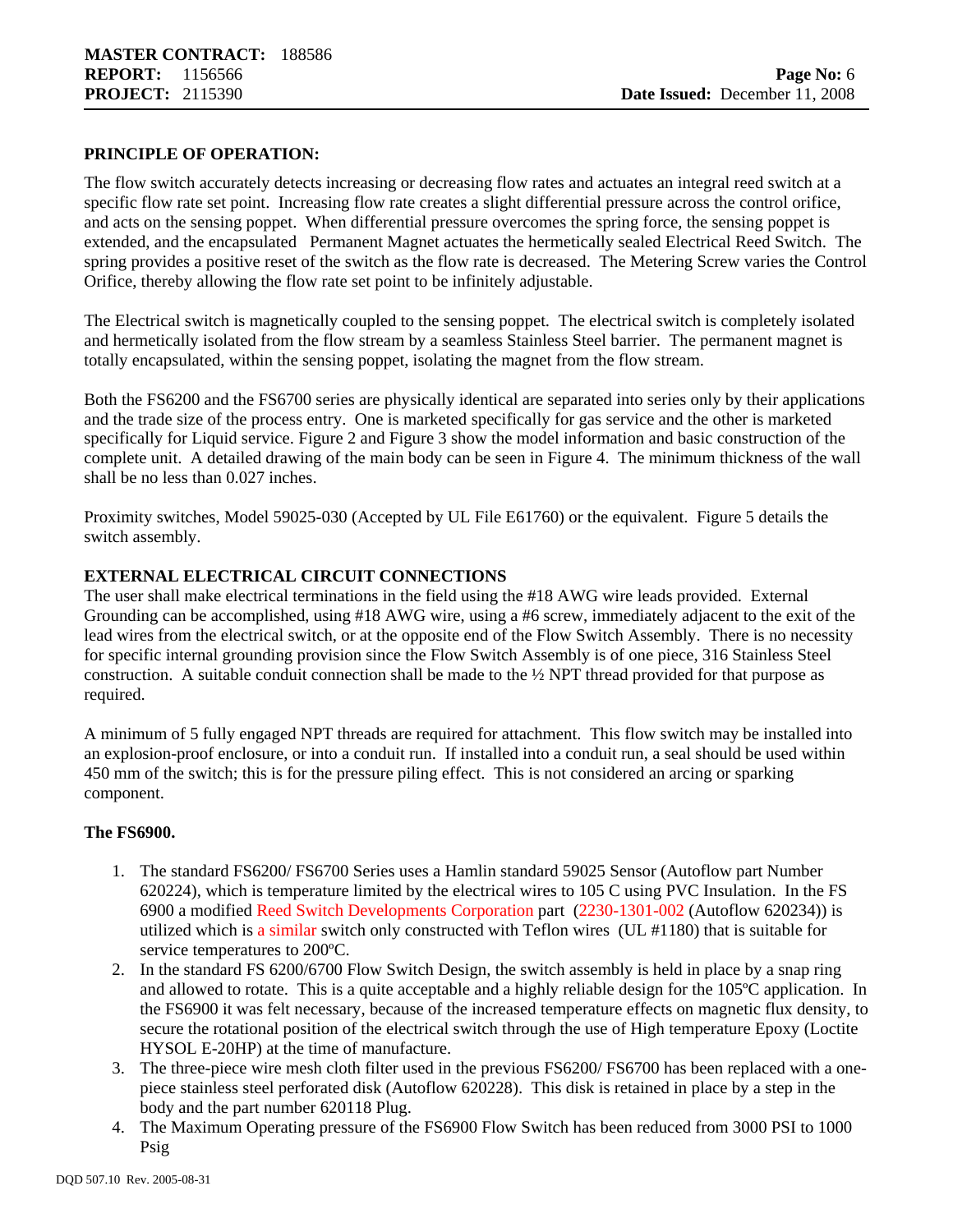**PRINCIPLE OF OPERATION:**

The flow switch accurately detects increasing or decreasing flow rates and actuates an integral reed switch at a specific flow rate set point. Increasing flow rate creates a slight differential pressure across the control orifice, and acts on the sensing poppet. When differential pressure overcomes the spring force, the sensing poppet is extended, and the encapsulated Permanent Magnet actuates the hermetically sealed Electrical Reed Switch. The spring provides a positive reset of the switch as the flow rate is decreased. The Metering Screw varies the Control Orifice, thereby allowing the flow rate set point to be infinitely adjustable.

The Electrical switch is magnetically coupled to the sensing poppet. The electrical switch is completely isolated and hermetically isolated from the flow stream by a seamless Stainless Steel barrier. The permanent magnet is totally encapsulated, within the sensing poppet, isolating the magnet from the flow stream.

Both the FS6200 and the FS6700 series are physically identical are separated into series only by their applications and the trade size of the process entry. One is marketed specifically for gas service and the other is marketed specifically for Liquid service. Figure 2 and Figure 3 show the model information and basic construction of the complete unit. A detailed drawing of the main body can be seen in Figure 4. The minimum thickness of the wall shall be no less than 0.027 inches.

Proximity switches, Model 59025-030 (Accepted by UL File E61760) or the equivalent. Figure 5 details the switch assembly.

**EXTERNAL ELECTRICAL CIRCUIT CONNECTIONS**

The user shall make electrical terminations in the field using the #18 AWG wire leads provided. External Grounding can be accomplished, using #18 AWG wire, using a #6 screw, immediately adjacent to the exit of the lead wires from the electrical switch, or at the opposite end of the Flow Switch Assembly. There is no necessity for specific internal grounding provision since the Flow Switch Assembly is of one piece, 316 Stainless Steel construction. A suitable conduit connection shall be made to the ½ NPT thread provided for that purpose as required.

A minimum of 5 fully engaged NPT threads are required for attachment. This flow switch may be installed into an explosion-proof enclosure, or into a conduit run. If installed into a conduit run, a seal should be used within 450 mm of the switch; this is for the pressure piling effect. This is not considered an arcing or sparking component.

**The FS6900.**

1. The standard FS6200/ FS6700 Series uses a Hamlin standard 59025 Sensor (Autoflow part Number 620224), which is temperature limited by the electrical wires to 105 C using PVC Insulation. In the FS 6900 a modified Reed Switch Developments Corporation part (2230-1301-002 (Autoflow 620234)) is utilized which is a similar switch only constructed with Teflon wires (UL #1180) that is suitable for service temperatures to 200ºC.
2. In the standard FS 6200/6700 Flow Switch Design, the switch assembly is held in place by a snap ring and allowed to rotate. This is a quite acceptable and a highly reliable design for the 105ºC application. In the FS6900 it was felt necessary, because of the increased temperature effects on magnetic flux density, to secure the rotational position of the electrical switch through the use of High temperature Epoxy (Loctite HYSOL E-20HP) at the time of manufacture.
3. The three-piece wire mesh cloth filter used in the previous FS6200/ FS6700 has been replaced with a one-piece stainless steel perforated disk (Autoflow 620228). This disk is retained in place by a step in the body and the part number 620118 Plug.
4. The Maximum Operating pressure of the FS6900 Flow Switch has been reduced from 3000 PSI to 1000 Psig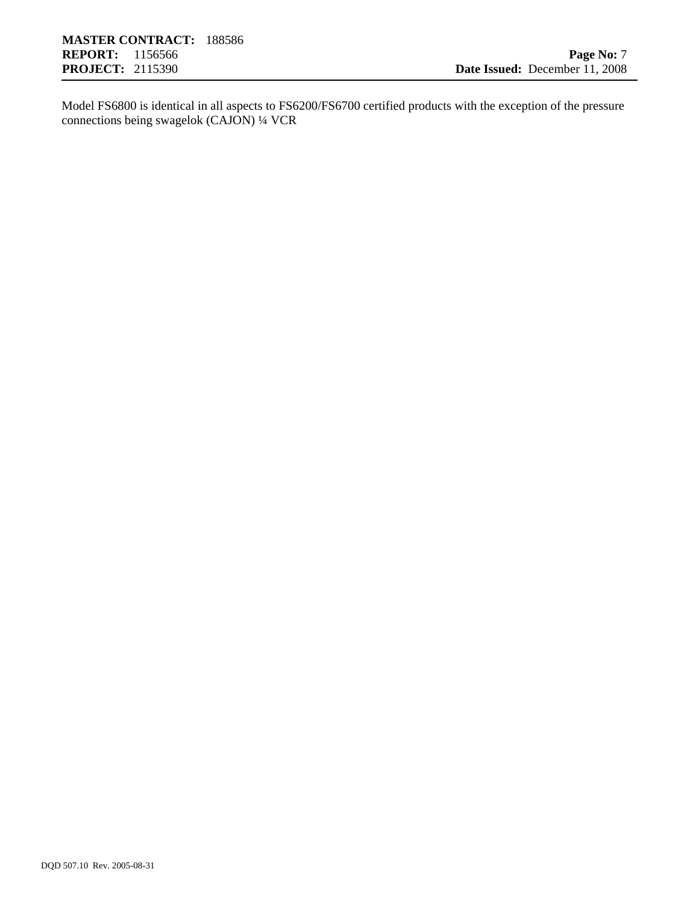Model FS6800 is identical in all aspects to FS6200/FS6700 certified products with the exception of the pressure connections being swagelok (CAJON) ¼ VCR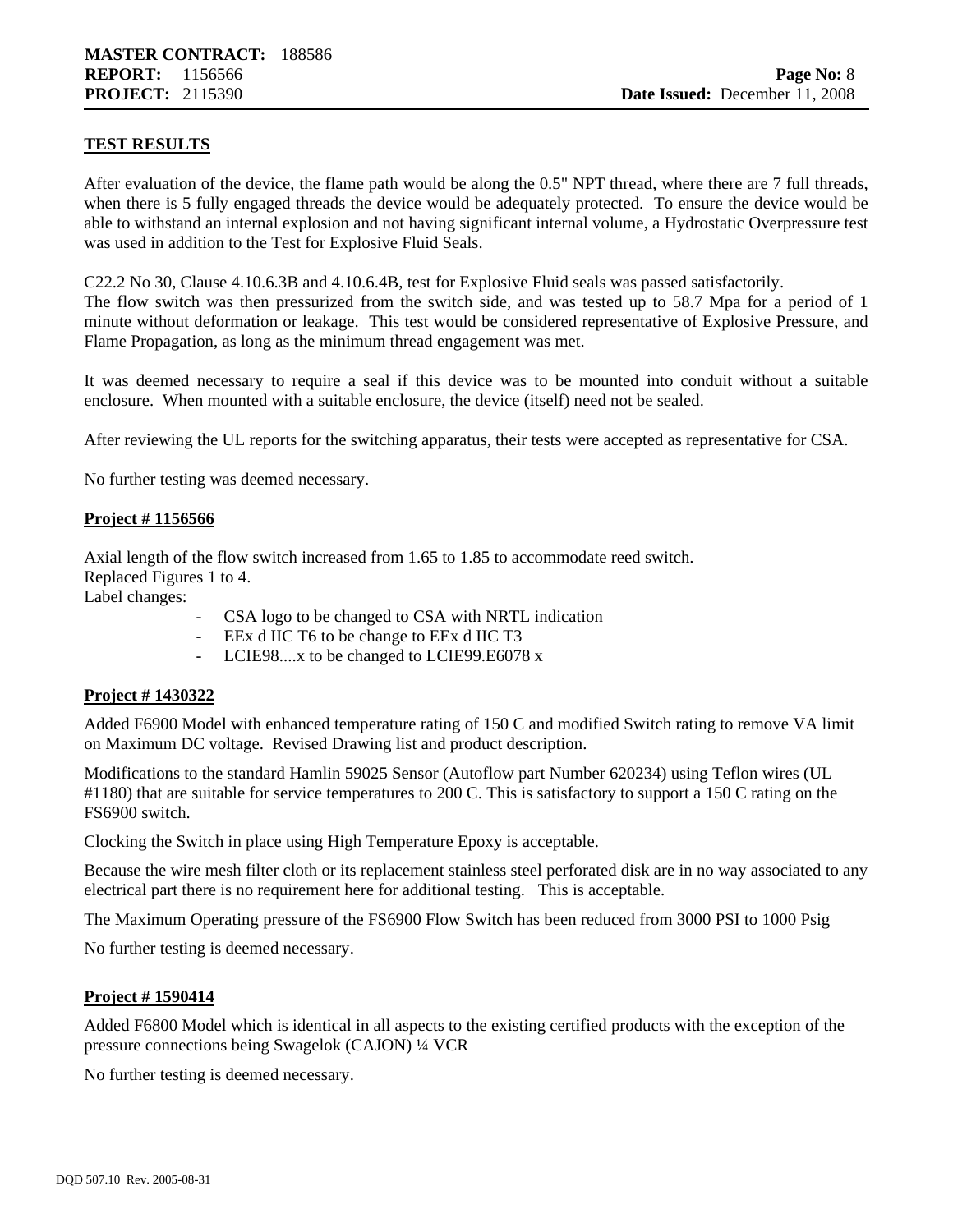## TEST RESULTS

After evaluation of the device, the flame path would be along the 0.5" NPT thread, where there are 7 full threads, when there is 5 fully engaged threads the device would be adequately protected. To ensure the device would be able to withstand an internal explosion and not having significant internal volume, a Hydrostatic Overpressure test was used in addition to the Test for Explosive Fluid Seals.

C22.2 No 30, Clause 4.10.6.3B and 4.10.6.4B, test for Explosive Fluid seals was passed satisfactorily.
The flow switch was then pressurized from the switch side, and was tested up to 58.7 Mpa for a period of 1 minute without deformation or leakage. This test would be considered representative of Explosive Pressure, and Flame Propagation, as long as the minimum thread engagement was met.

It was deemed necessary to require a seal if this device was to be mounted into conduit without a suitable enclosure. When mounted with a suitable enclosure, the device (itself) need not be sealed.

After reviewing the UL reports for the switching apparatus, their tests were accepted as representative for CSA.

No further testing was deemed necessary.

## Project # 1156566

Axial length of the flow switch increased from 1.65 to 1.85 to accommodate reed switch.
Replaced Figures 1 to 4.
Label changes:

- CSA logo to be changed to CSA with NRTL indication
- EEx d IIC T6 to be change to EEx d IIC T3
- LCIE98....x to be changed to LCIE99.E6078 x

## Project # 1430322

Added F6900 Model with enhanced temperature rating of 150 C and modified Switch rating to remove VA limit on Maximum DC voltage. Revised Drawing list and product description.

Modifications to the standard Hamlin 59025 Sensor (Autoflow part Number 620234) using Teflon wires (UL #1180) that are suitable for service temperatures to 200 C. This is satisfactory to support a 150 C rating on the FS6900 switch.

Clocking the Switch in place using High Temperature Epoxy is acceptable.

Because the wire mesh filter cloth or its replacement stainless steel perforated disk are in no way associated to any electrical part there is no requirement here for additional testing. This is acceptable.

The Maximum Operating pressure of the FS6900 Flow Switch has been reduced from 3000 PSI to 1000 Psig

No further testing is deemed necessary.

## Project # 1590414

Added F6800 Model which is identical in all aspects to the existing certified products with the exception of the pressure connections being Swagelok (CAJON) ¼ VCR

No further testing is deemed necessary.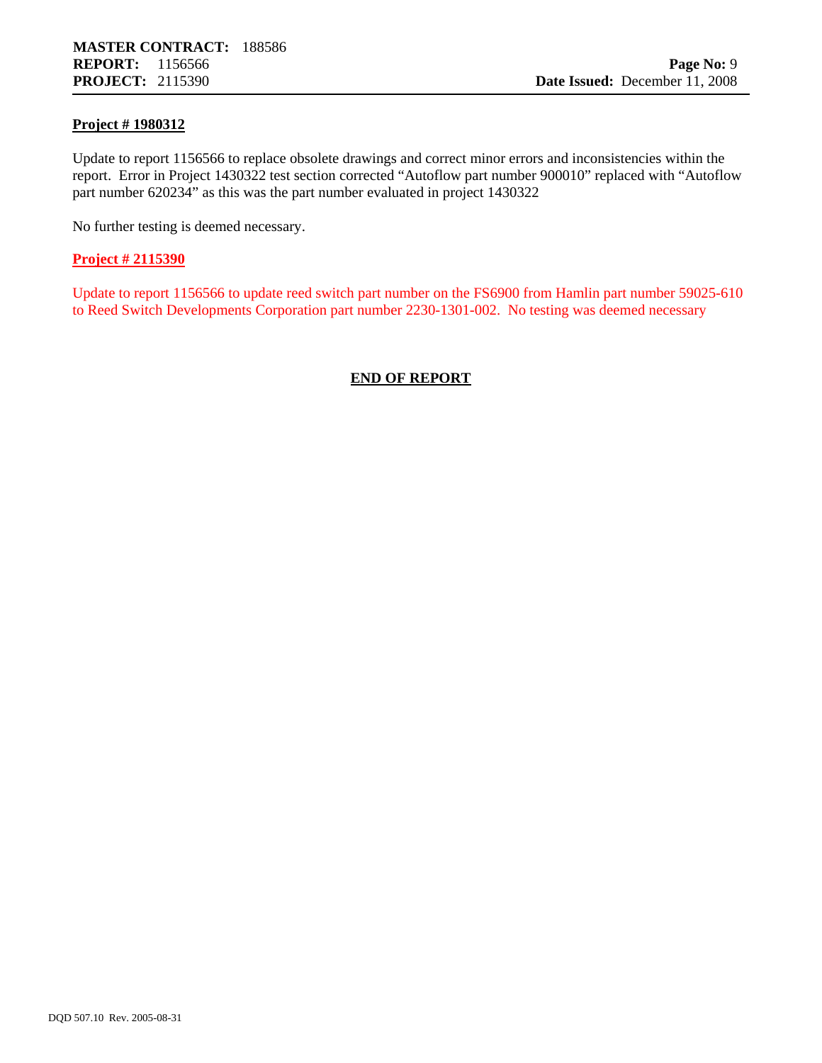**Project # 1980312**

Update to report 1156566 to replace obsolete drawings and correct minor errors and inconsistencies within the report. Error in Project 1430322 test section corrected "Autoflow part number 900010" replaced with "Autoflow part number 620234" as this was the part number evaluated in project 1430322

No further testing is deemed necessary.

**Project # 2115390**

Update to report 1156566 to update reed switch part number on the FS6900 from Hamlin part number 59025-610 to Reed Switch Developments Corporation part number 2230-1301-002. No testing was deemed necessary

**END OF REPORT**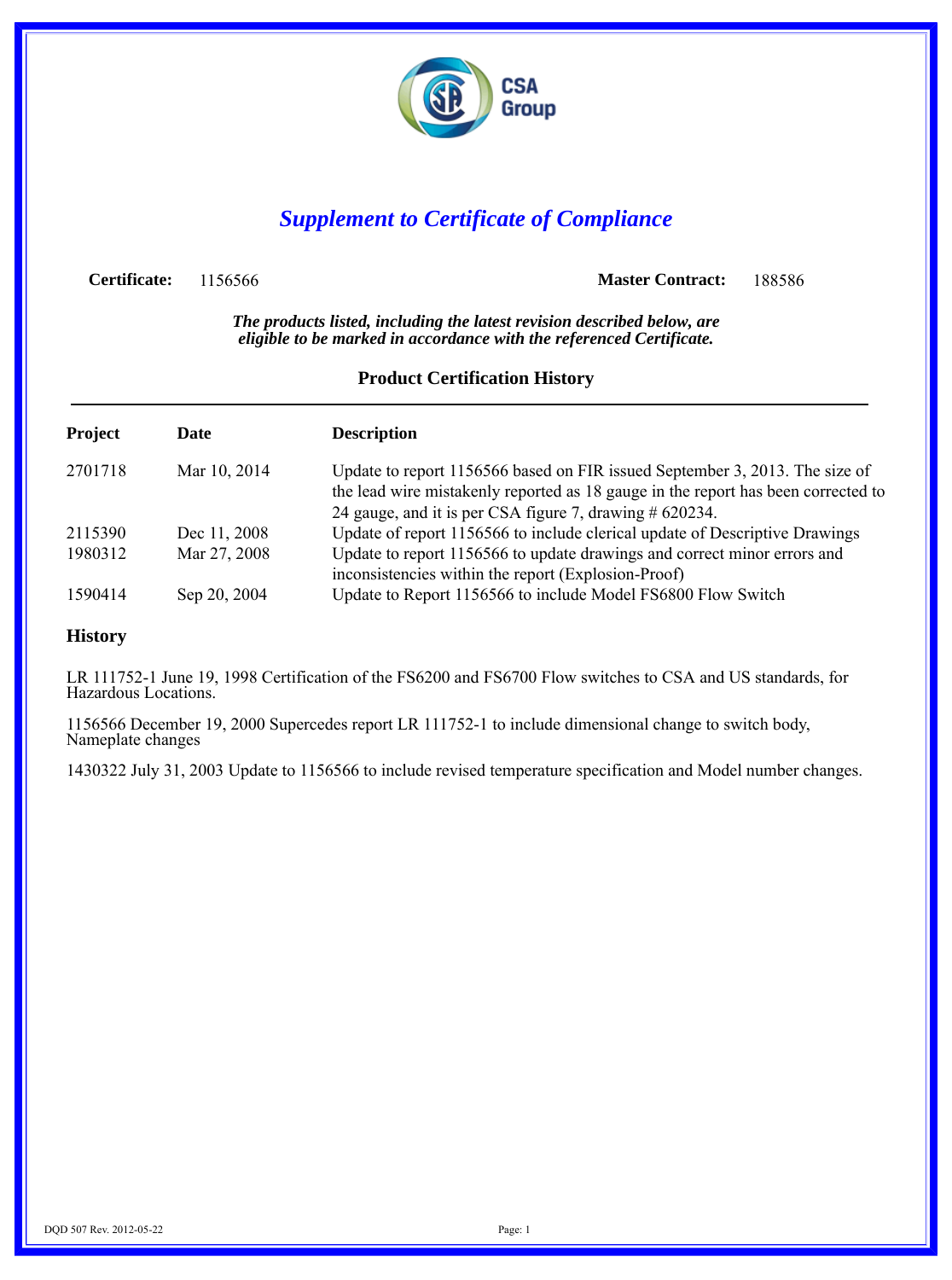# *Supplement to Certificate of Compliance*

**Certificate:** 1156566 **Master Contract:** 188586

***The products listed, including the latest revision described below, are eligible to be marked in accordance with the referenced Certificate.***

## Product Certification History

| Project | Date | Description |
|---|---|---|
| 2701718 | Mar 10, 2014 | Update to report 1156566 based on FIR issued September 3, 2013. The size of the lead wire mistakenly reported as 18 gauge in the report has been corrected to 24 gauge, and it is per CSA figure 7, drawing # 620234. |
| 2115390 | Dec 11, 2008 | Update of report 1156566 to include clerical update of Descriptive Drawings |
| 1980312 | Mar 27, 2008 | Update to report 1156566 to update drawings and correct minor errors and inconsistencies within the report (Explosion-Proof) |
| 1590414 | Sep 20, 2004 | Update to Report 1156566 to include Model FS6800 Flow Switch |

## History

LR 111752-1 June 19, 1998 Certification of the FS6200 and FS6700 Flow switches to CSA and US standards, for Hazardous Locations.

1156566 December 19, 2000 Supercedes report LR 111752-1 to include dimensional change to switch body, Nameplate changes

1430322 July 31, 2003 Update to 1156566 to include revised temperature specification and Model number changes.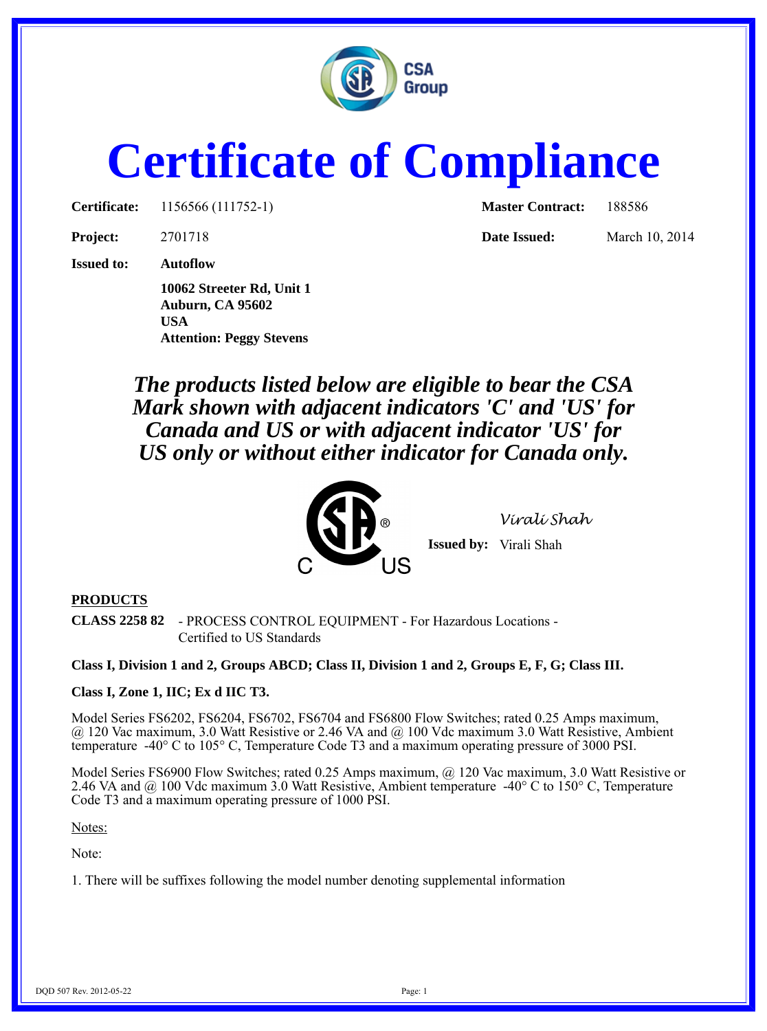# Certificate of Compliance

| | | | |
|---|---|---|---|
| **Certificate:** | 1156566 (111752-1) | **Master Contract:** | 188586 |
| **Project:** | 2701718 | **Date Issued:** | March 10, 2014 |

**Issued to:** **Autoflow**

**10062 Streeter Rd, Unit 1**
**Auburn, CA 95602**
**USA**
**Attention: Peggy Stevens**

***The products listed below are eligible to bear the CSA Mark shown with adjacent indicators 'C' and 'US' for Canada and US or with adjacent indicator 'US' for US only or without either indicator for Canada only.***

C US

*Virali Shah*

**Issued by:** Virali Shah

**PRODUCTS**

**CLASS 2258 82** - PROCESS CONTROL EQUIPMENT - For Hazardous Locations - Certified to US Standards

**Class I, Division 1 and 2, Groups ABCD; Class II, Division 1 and 2, Groups E, F, G; Class III.**

**Class I, Zone 1, IIC; Ex d IIC T3.**

Model Series FS6202, FS6204, FS6702, FS6704 and FS6800 Flow Switches; rated 0.25 Amps maximum, @ 120 Vac maximum, 3.0 Watt Resistive or 2.46 VA and @ 100 Vdc maximum 3.0 Watt Resistive, Ambient temperature -40° C to 105° C, Temperature Code T3 and a maximum operating pressure of 3000 PSI.

Model Series FS6900 Flow Switches; rated 0.25 Amps maximum, @ 120 Vac maximum, 3.0 Watt Resistive or 2.46 VA and @ 100 Vdc maximum 3.0 Watt Resistive, Ambient temperature -40° C to 150° C, Temperature Code T3 and a maximum operating pressure of 1000 PSI.

Notes:

Note:

1. There will be suffixes following the model number denoting supplemental information

DQD 507 Rev. 2012-05-22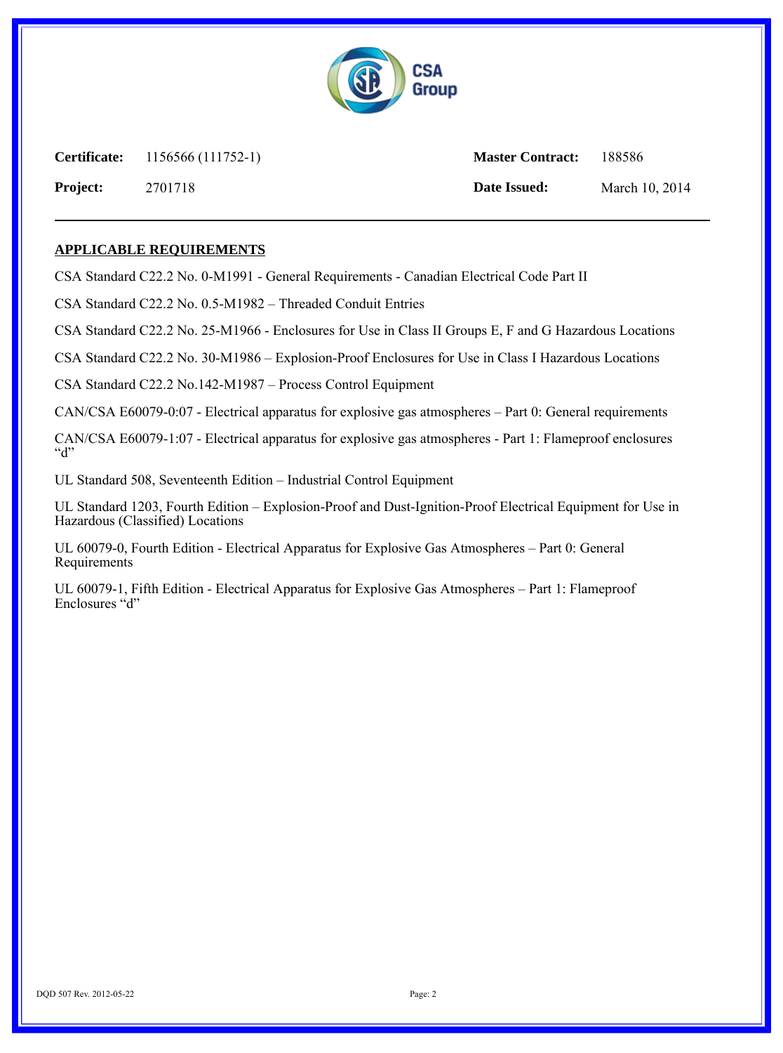| | | | |
|---|---|---|---|
| **Certificate:** | 1156566 (111752-1) | **Master Contract:** | 188586 |
| **Project:** | 2701718 | **Date Issued:** | March 10, 2014 |

---

**APPLICABLE REQUIREMENTS**

CSA Standard C22.2 No. 0-M1991 - General Requirements - Canadian Electrical Code Part II

CSA Standard C22.2 No. 0.5-M1982 – Threaded Conduit Entries

CSA Standard C22.2 No. 25-M1966 - Enclosures for Use in Class II Groups E, F and G Hazardous Locations

CSA Standard C22.2 No. 30-M1986 – Explosion-Proof Enclosures for Use in Class I Hazardous Locations

CSA Standard C22.2 No.142-M1987 – Process Control Equipment

CAN/CSA E60079-0:07 - Electrical apparatus for explosive gas atmospheres – Part 0: General requirements

CAN/CSA E60079-1:07 - Electrical apparatus for explosive gas atmospheres - Part 1: Flameproof enclosures "d"

UL Standard 508, Seventeenth Edition – Industrial Control Equipment

UL Standard 1203, Fourth Edition – Explosion-Proof and Dust-Ignition-Proof Electrical Equipment for Use in Hazardous (Classified) Locations

UL 60079-0, Fourth Edition - Electrical Apparatus for Explosive Gas Atmospheres – Part 0: General Requirements

UL 60079-1, Fifth Edition - Electrical Apparatus for Explosive Gas Atmospheres – Part 1: Flameproof Enclosures "d"

DQD 507 Rev. 2012-05-22